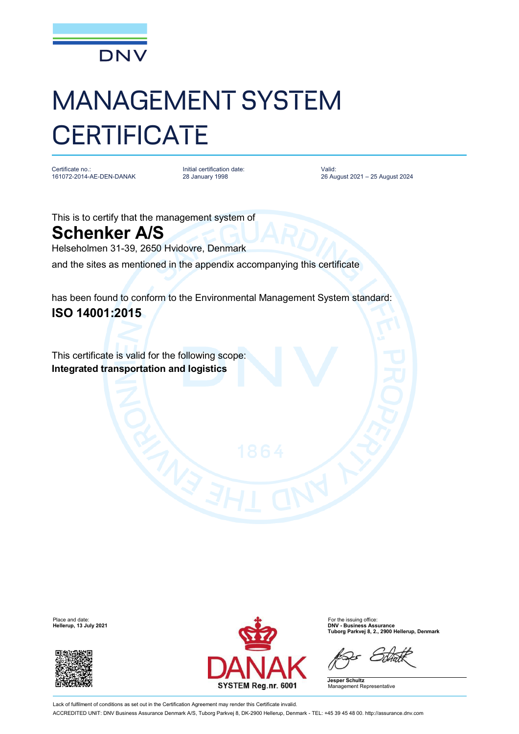# MANAGEMENT SYSTEM CERTIFICATE

| Certificate no.: | Initial certification date: | Valid: |
|---|---|---|
| 161072-2014-AE-DEN-DANAK | 28 January 1998 | 26 August 2021 – 25 August 2024 |

This is to certify that the management system of

## Schenker A/S

Helseholmen 31-39, 2650 Hvidovre, Denmark

and the sites as mentioned in the appendix accompanying this certificate

has been found to conform to the Environmental Management System standard:

## ISO 14001:2015

This certificate is valid for the following scope:

**Integrated transportation and logistics**

Place and date:
**Hellerup, 13 July 2021**

For the issuing office:
**DNV - Business Assurance**
**Tuborg Parkvej 8, 2., 2900 Hellerup, Denmark**

DANAK SYSTEM Reg.nr. 6001

**Jesper Schultz**
Management Representative

Lack of fulfilment of conditions as set out in the Certification Agreement may render this Certificate invalid.

ACCREDITED UNIT: DNV Business Assurance Denmark A/S, Tuborg Parkvej 8, DK-2900 Hellerup, Denmark - TEL: +45 39 45 48 00. http://assurance.dnv.com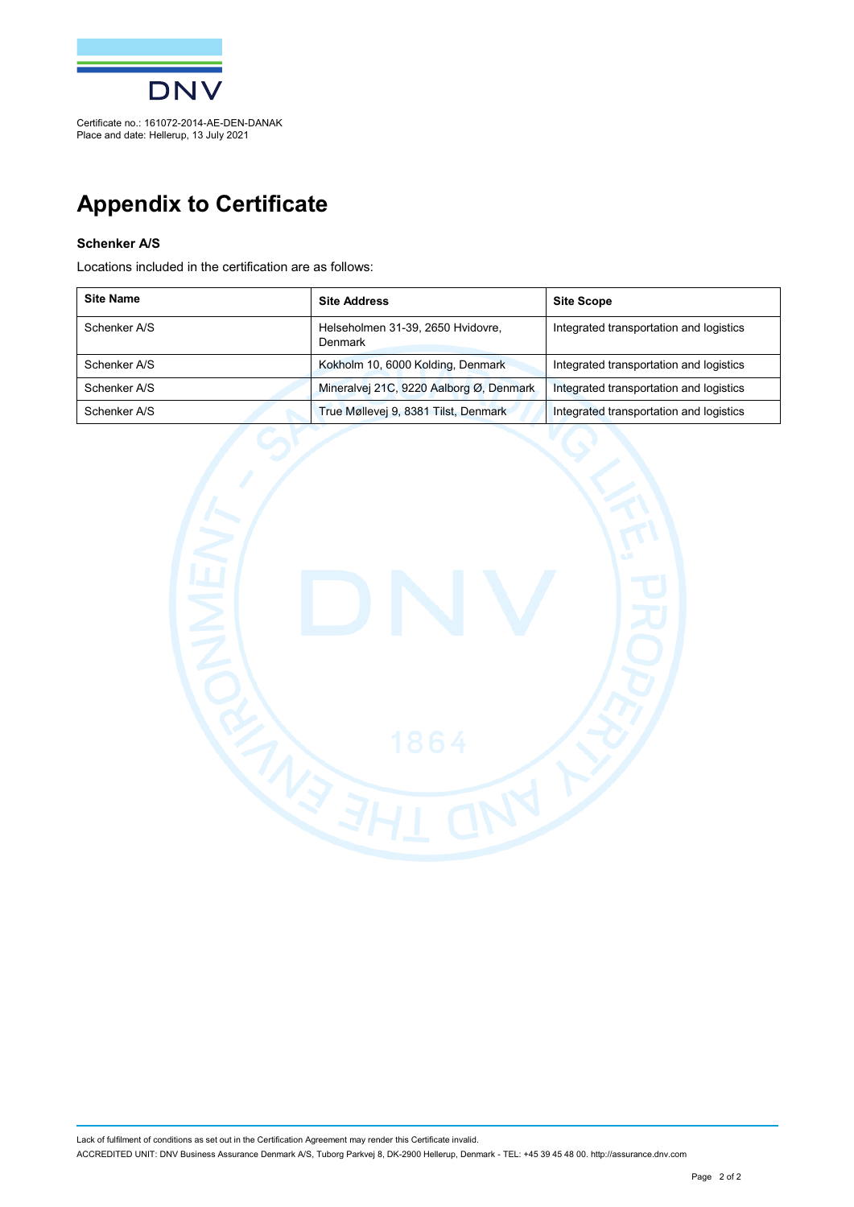Certificate no.: 161072-2014-AE-DEN-DANAK
Place and date: Hellerup, 13 July 2021

# Appendix to Certificate

**Schenker A/S**

Locations included in the certification are as follows:

| Site Name | Site Address | Site Scope |
|---|---|---|
| Schenker A/S | Helseholmen 31-39, 2650 Hvidovre, Denmark | Integrated transportation and logistics |
| Schenker A/S | Kokholm 10, 6000 Kolding, Denmark | Integrated transportation and logistics |
| Schenker A/S | Mineralvej 21C, 9220 Aalborg Ø, Denmark | Integrated transportation and logistics |
| Schenker A/S | True Møllevej 9, 8381 Tilst, Denmark | Integrated transportation and logistics |

Lack of fulfilment of conditions as set out in the Certification Agreement may render this Certificate invalid.

ACCREDITED UNIT: DNV Business Assurance Denmark A/S, Tuborg Parkvej 8, DK-2900 Hellerup, Denmark - TEL: +45 39 45 48 00. http://assurance.dnv.com